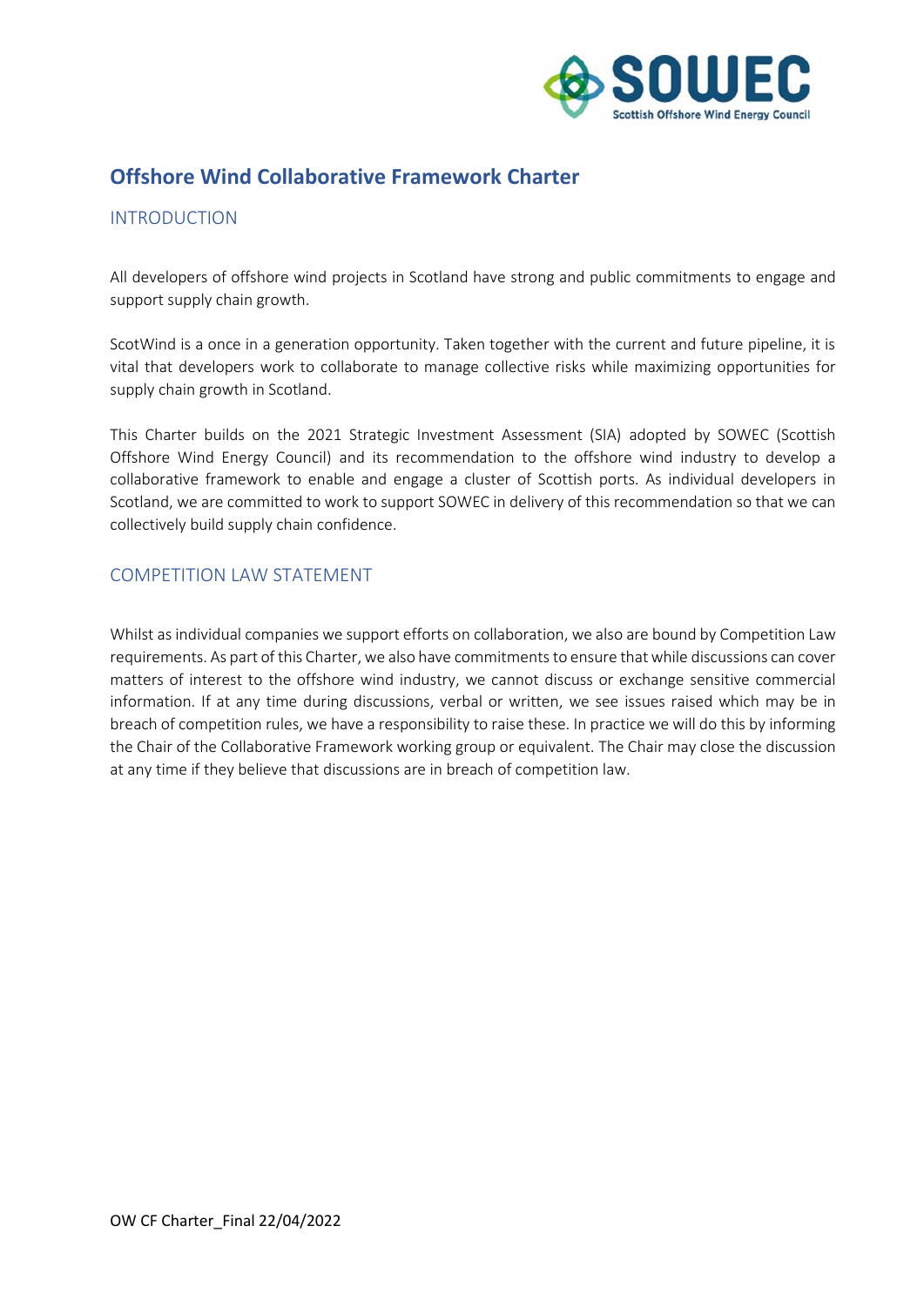# Offshore Wind Collaborative Framework Charter

## INTRODUCTION

All developers of offshore wind projects in Scotland have strong and public commitments to engage and support supply chain growth.

ScotWind is a once in a generation opportunity. Taken together with the current and future pipeline, it is vital that developers work to collaborate to manage collective risks while maximizing opportunities for supply chain growth in Scotland.

This Charter builds on the 2021 Strategic Investment Assessment (SIA) adopted by SOWEC (Scottish Offshore Wind Energy Council) and its recommendation to the offshore wind industry to develop a collaborative framework to enable and engage a cluster of Scottish ports. As individual developers in Scotland, we are committed to work to support SOWEC in delivery of this recommendation so that we can collectively build supply chain confidence.

## COMPETITION LAW STATEMENT

Whilst as individual companies we support efforts on collaboration, we also are bound by Competition Law requirements. As part of this Charter, we also have commitments to ensure that while discussions can cover matters of interest to the offshore wind industry, we cannot discuss or exchange sensitive commercial information. If at any time during discussions, verbal or written, we see issues raised which may be in breach of competition rules, we have a responsibility to raise these. In practice we will do this by informing the Chair of the Collaborative Framework working group or equivalent. The Chair may close the discussion at any time if they believe that discussions are in breach of competition law.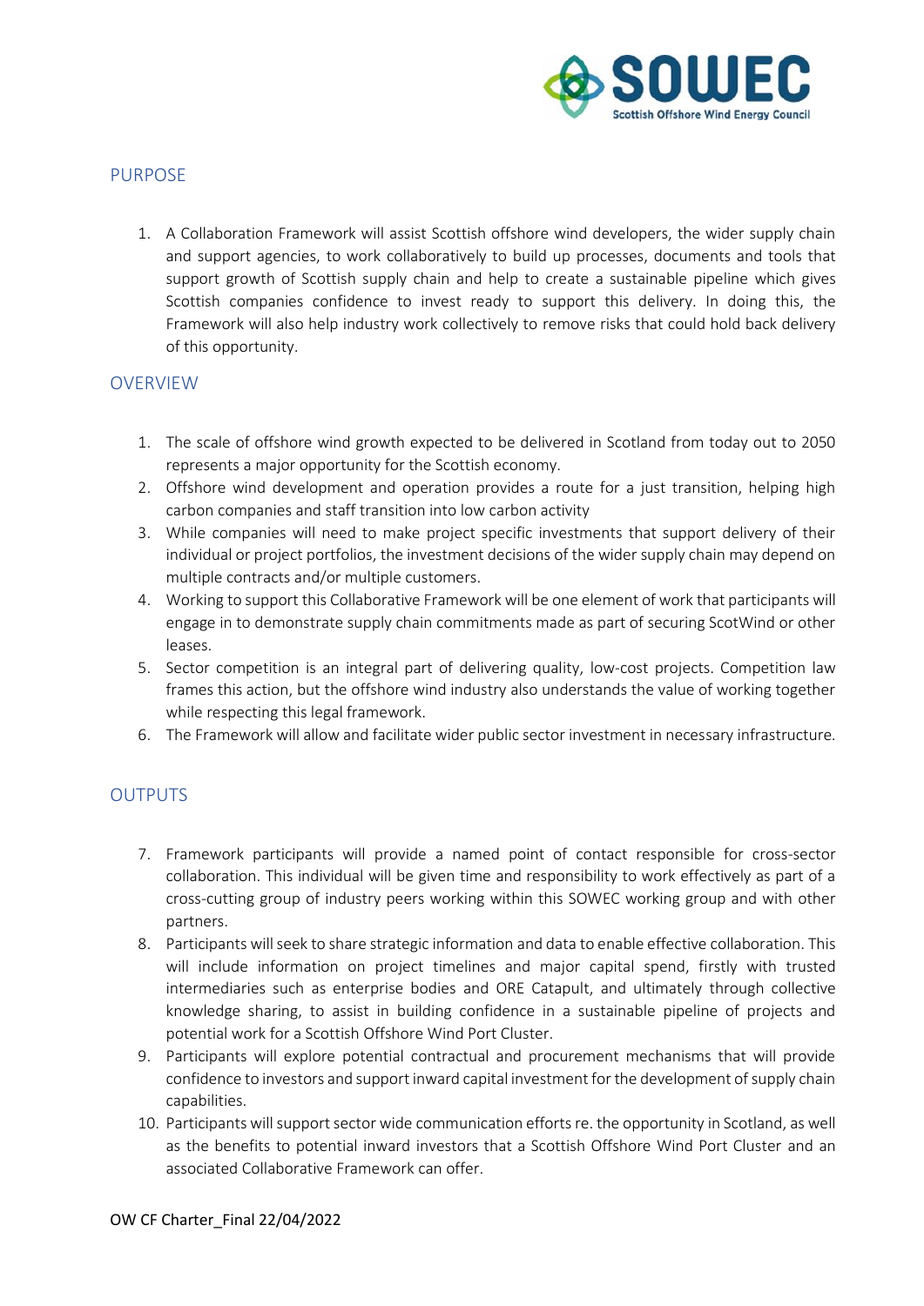## PURPOSE

1. A Collaboration Framework will assist Scottish offshore wind developers, the wider supply chain and support agencies, to work collaboratively to build up processes, documents and tools that support growth of Scottish supply chain and help to create a sustainable pipeline which gives Scottish companies confidence to invest ready to support this delivery. In doing this, the Framework will also help industry work collectively to remove risks that could hold back delivery of this opportunity.

## OVERVIEW

1. The scale of offshore wind growth expected to be delivered in Scotland from today out to 2050 represents a major opportunity for the Scottish economy.
2. Offshore wind development and operation provides a route for a just transition, helping high carbon companies and staff transition into low carbon activity
3. While companies will need to make project specific investments that support delivery of their individual or project portfolios, the investment decisions of the wider supply chain may depend on multiple contracts and/or multiple customers.
4. Working to support this Collaborative Framework will be one element of work that participants will engage in to demonstrate supply chain commitments made as part of securing ScotWind or other leases.
5. Sector competition is an integral part of delivering quality, low-cost projects. Competition law frames this action, but the offshore wind industry also understands the value of working together while respecting this legal framework.
6. The Framework will allow and facilitate wider public sector investment in necessary infrastructure.

## OUTPUTS

7. Framework participants will provide a named point of contact responsible for cross-sector collaboration. This individual will be given time and responsibility to work effectively as part of a cross-cutting group of industry peers working within this SOWEC working group and with other partners.
8. Participants will seek to share strategic information and data to enable effective collaboration. This will include information on project timelines and major capital spend, firstly with trusted intermediaries such as enterprise bodies and ORE Catapult, and ultimately through collective knowledge sharing, to assist in building confidence in a sustainable pipeline of projects and potential work for a Scottish Offshore Wind Port Cluster.
9. Participants will explore potential contractual and procurement mechanisms that will provide confidence to investors and support inward capital investment for the development of supply chain capabilities.
10. Participants will support sector wide communication efforts re. the opportunity in Scotland, as well as the benefits to potential inward investors that a Scottish Offshore Wind Port Cluster and an associated Collaborative Framework can offer.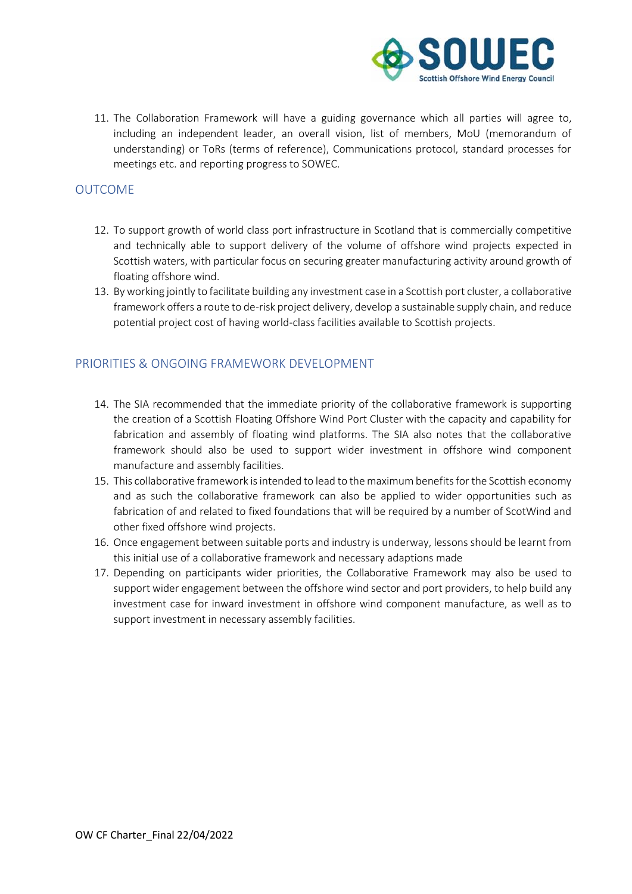11. The Collaboration Framework will have a guiding governance which all parties will agree to, including an independent leader, an overall vision, list of members, MoU (memorandum of understanding) or ToRs (terms of reference), Communications protocol, standard processes for meetings etc. and reporting progress to SOWEC.

## OUTCOME

12. To support growth of world class port infrastructure in Scotland that is commercially competitive and technically able to support delivery of the volume of offshore wind projects expected in Scottish waters, with particular focus on securing greater manufacturing activity around growth of floating offshore wind.
13. By working jointly to facilitate building any investment case in a Scottish port cluster, a collaborative framework offers a route to de-risk project delivery, develop a sustainable supply chain, and reduce potential project cost of having world-class facilities available to Scottish projects.

## PRIORITIES & ONGOING FRAMEWORK DEVELOPMENT

14. The SIA recommended that the immediate priority of the collaborative framework is supporting the creation of a Scottish Floating Offshore Wind Port Cluster with the capacity and capability for fabrication and assembly of floating wind platforms. The SIA also notes that the collaborative framework should also be used to support wider investment in offshore wind component manufacture and assembly facilities.
15. This collaborative framework is intended to lead to the maximum benefits for the Scottish economy and as such the collaborative framework can also be applied to wider opportunities such as fabrication of and related to fixed foundations that will be required by a number of ScotWind and other fixed offshore wind projects.
16. Once engagement between suitable ports and industry is underway, lessons should be learnt from this initial use of a collaborative framework and necessary adaptions made
17. Depending on participants wider priorities, the Collaborative Framework may also be used to support wider engagement between the offshore wind sector and port providers, to help build any investment case for inward investment in offshore wind component manufacture, as well as to support investment in necessary assembly facilities.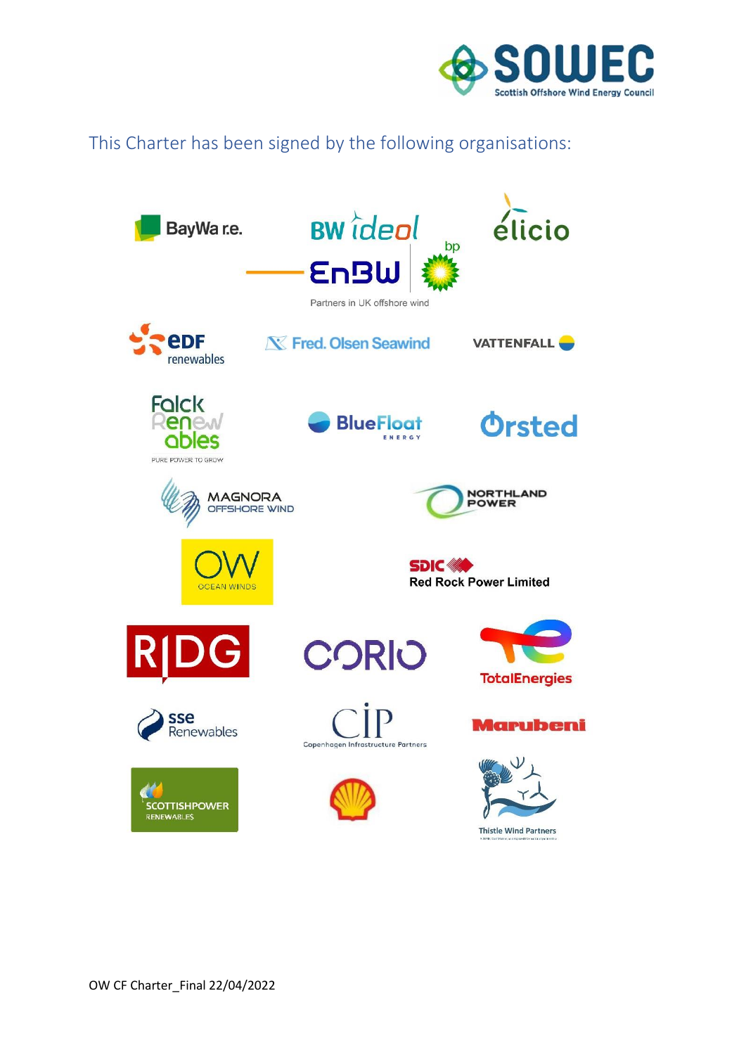This Charter has been signed by the following organisations:

BayWa r.e.

BW ideol

EnBW

bp

Partners in UK offshore wind

élicio

EDF renewables

Fred. Olsen Seawind

VATTENFALL

Falck Renewables

PURE POWER TO GROW

BlueFloat ENERGY

Ørsted

MAGNORA OFFSHORE WIND

NORTHLAND POWER

OW OCEAN WINDS

SDIC Red Rock Power Limited

RIDG

CORIO

TotalEnergies

sse Renewables

CIP Copenhagen Infrastructure Partners

Marubeni

SCOTTISHPOWER RENEWABLES

Thistle Wind Partners

OW CF Charter_Final 22/04/2022